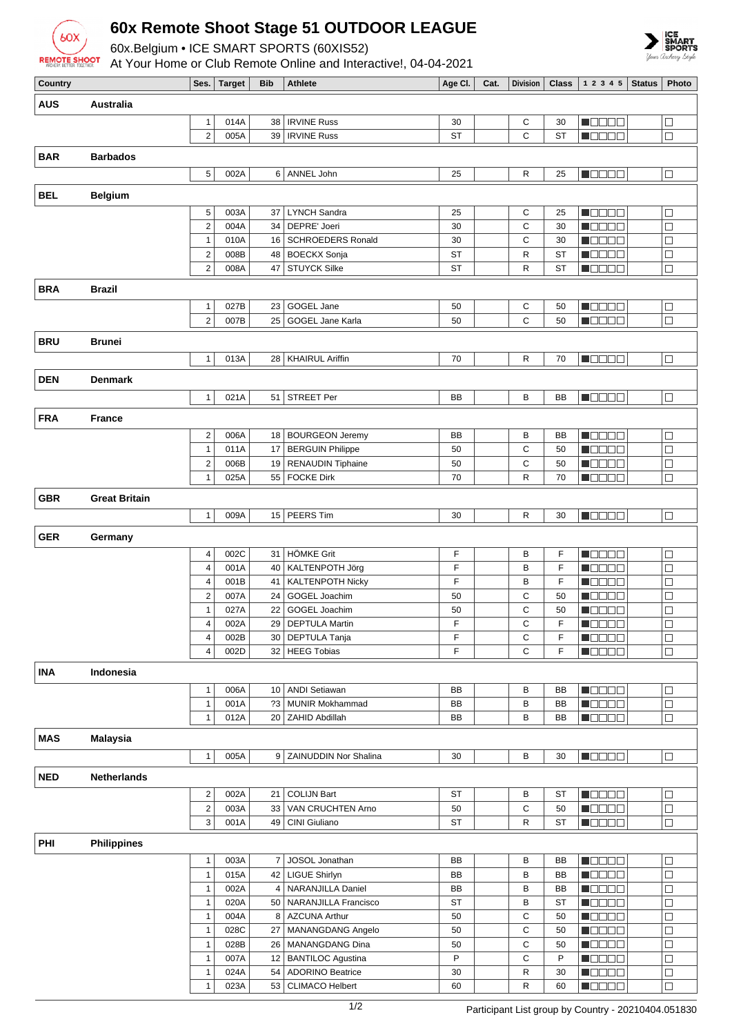# 60x Remote Shoot Stage 51 OUTDOOR LEAGUE

60x.Belgium • ICE SMART SPORTS (60XIS52)

At Your Home or Club Remote Online and Interactive!, 04-04-2021

| Country | | Ses. | Target | Bib | Athlete | Age Cl. | Cat. | Division | Class | 1 2 3 4 5 | Status | Photo |
|---|---|---|---|---|---|---|---|---|---|---|---|---|
| **AUS** | **Australia** | | | | | | | | | | | |
| | | 1 | 014A | 38 | IRVINE Russ | 30 | | C | 30 | ■□□□□ | | □ |
| | | 2 | 005A | 39 | IRVINE Russ | ST | | C | ST | ■□□□□ | | □ |
| **BAR** | **Barbados** | | | | | | | | | | | |
| | | 5 | 002A | 6 | ANNEL John | 25 | | R | 25 | ■□□□□ | | □ |
| **BEL** | **Belgium** | | | | | | | | | | | |
| | | 5 | 003A | 37 | LYNCH Sandra | 25 | | C | 25 | ■□□□□ | | □ |
| | | 2 | 004A | 34 | DEPRE' Joeri | 30 | | C | 30 | ■□□□□ | | □ |
| | | 1 | 010A | 16 | SCHROEDERS Ronald | 30 | | C | 30 | ■□□□□ | | □ |
| | | 2 | 008B | 48 | BOECKX Sonja | ST | | R | ST | ■□□□□ | | □ |
| | | 2 | 008A | 47 | STUYCK Silke | ST | | R | ST | ■□□□□ | | □ |
| **BRA** | **Brazil** | | | | | | | | | | | |
| | | 1 | 027B | 23 | GOGEL Jane | 50 | | C | 50 | ■□□□□ | | □ |
| | | 2 | 007B | 25 | GOGEL Jane Karla | 50 | | C | 50 | ■□□□□ | | □ |
| **BRU** | **Brunei** | | | | | | | | | | | |
| | | 1 | 013A | 28 | KHAIRUL Ariffin | 70 | | R | 70 | ■□□□□ | | □ |
| **DEN** | **Denmark** | | | | | | | | | | | |
| | | 1 | 021A | 51 | STREET Per | BB | | B | BB | ■□□□□ | | □ |
| **FRA** | **France** | | | | | | | | | | | |
| | | 2 | 006A | 18 | BOURGEON Jeremy | BB | | B | BB | ■□□□□ | | □ |
| | | 1 | 011A | 17 | BERGUIN Philippe | 50 | | C | 50 | ■□□□□ | | □ |
| | | 2 | 006B | 19 | RENAUDIN Tiphaine | 50 | | C | 50 | ■□□□□ | | □ |
| | | 1 | 025A | 55 | FOCKE Dirk | 70 | | R | 70 | ■□□□□ | | □ |
| **GBR** | **Great Britain** | | | | | | | | | | | |
| | | 1 | 009A | 15 | PEERS Tim | 30 | | R | 30 | ■□□□□ | | □ |
| **GER** | **Germany** | | | | | | | | | | | |
| | | 4 | 002C | 31 | HÖMKE Grit | F | | B | F | ■□□□□ | | □ |
| | | 4 | 001A | 40 | KALTENPOTH Jörg | F | | B | F | ■□□□□ | | □ |
| | | 4 | 001B | 41 | KALTENPOTH Nicky | F | | B | F | ■□□□□ | | □ |
| | | 2 | 007A | 24 | GOGEL Joachim | 50 | | C | 50 | ■□□□□ | | □ |
| | | 1 | 027A | 22 | GOGEL Joachim | 50 | | C | 50 | ■□□□□ | | □ |
| | | 4 | 002A | 29 | DEPTULA Martin | F | | C | F | ■□□□□ | | □ |
| | | 4 | 002B | 30 | DEPTULA Tanja | F | | C | F | ■□□□□ | | □ |
| | | 4 | 002D | 32 | HEEG Tobias | F | | C | F | ■□□□□ | | □ |
| **INA** | **Indonesia** | | | | | | | | | | | |
| | | 1 | 006A | 10 | ANDI Setiawan | BB | | B | BB | ■□□□□ | | □ |
| | | 1 | 001A | ?3 | MUNIR Mokhammad | BB | | B | BB | ■□□□□ | | □ |
| | | 1 | 012A | 20 | ZAHID Abdillah | BB | | B | BB | ■□□□□ | | □ |
| **MAS** | **Malaysia** | | | | | | | | | | | |
| | | 1 | 005A | 9 | ZAINUDDIN Nor Shalina | 30 | | B | 30 | ■□□□□ | | □ |
| **NED** | **Netherlands** | | | | | | | | | | | |
| | | 2 | 002A | 21 | COLIJN Bart | ST | | B | ST | ■□□□□ | | □ |
| | | 2 | 003A | 33 | VAN CRUCHTEN Arno | 50 | | C | 50 | ■□□□□ | | □ |
| | | 3 | 001A | 49 | CINI Giuliano | ST | | R | ST | ■□□□□ | | □ |
| **PHI** | **Philippines** | | | | | | | | | | | |
| | | 1 | 003A | 7 | JOSOL Jonathan | BB | | B | BB | ■□□□□ | | □ |
| | | 1 | 015A | 42 | LIGUE Shirlyn | BB | | B | BB | ■□□□□ | | □ |
| | | 1 | 002A | 4 | NARANJILLA Daniel | BB | | B | BB | ■□□□□ | | □ |
| | | 1 | 020A | 50 | NARANJILLA Francisco | ST | | B | ST | ■□□□□ | | □ |
| | | 1 | 004A | 8 | AZCUNA Arthur | 50 | | C | 50 | ■□□□□ | | □ |
| | | 1 | 028C | 27 | MANANGDANG Angelo | 50 | | C | 50 | ■□□□□ | | □ |
| | | 1 | 028B | 26 | MANANGDANG Dina | 50 | | C | 50 | ■□□□□ | | □ |
| | | 1 | 007A | 12 | BANTILOC Agustina | P | | C | P | ■□□□□ | | □ |
| | | 1 | 024A | 54 | ADORINO Beatrice | 30 | | R | 30 | ■□□□□ | | □ |
| | | 1 | 023A | 53 | CLIMACO Helbert | 60 | | R | 60 | ■□□□□ | | □ |

Participant List group by Country - 20210404.051830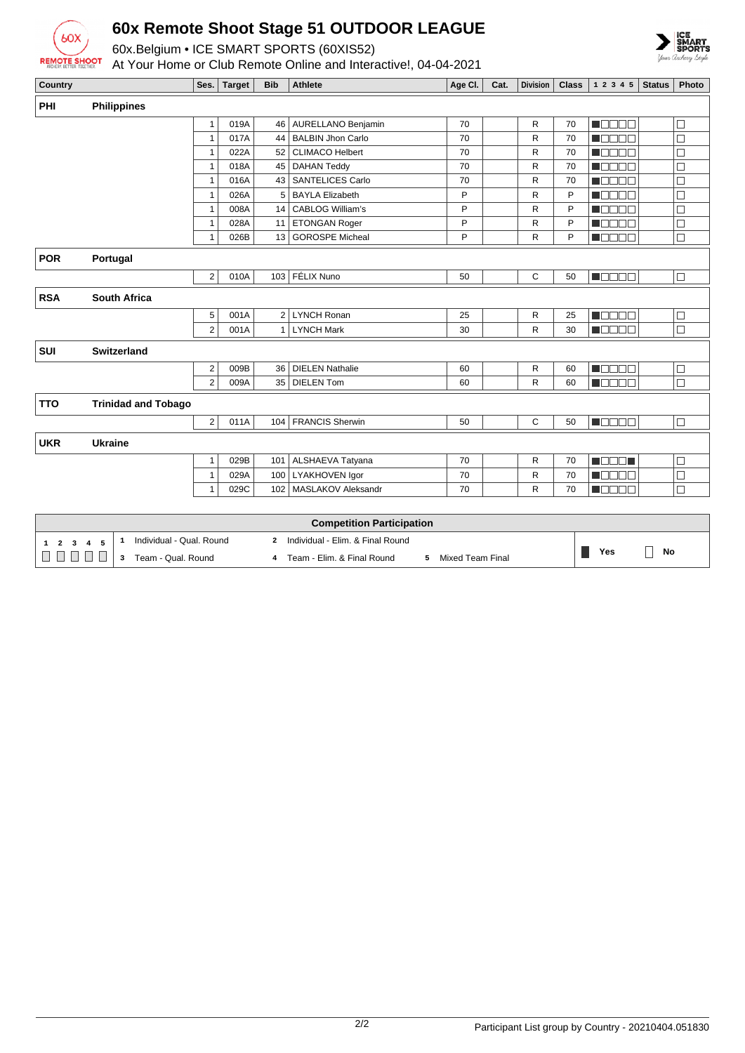# 60x Remote Shoot Stage 51 OUTDOOR LEAGUE

60x.Belgium • ICE SMART SPORTS (60XIS52)

At Your Home or Club Remote Online and Interactive!, 04-04-2021

| Country | | Ses. | Target | Bib | Athlete | Age Cl. | Cat. | Division | Class | 1 2 3 4 5 | Status | Photo |
|---|---|---|---|---|---|---|---|---|---|---|---|---|
| **PHI** | **Philippines** | | | | | | | | | | | |
| | | 1 | 019A | 46 | AURELLANO Benjamin | 70 | | R | 70 | ■□□□□ | | □ |
| | | 1 | 017A | 44 | BALBIN Jhon Carlo | 70 | | R | 70 | ■□□□□ | | □ |
| | | 1 | 022A | 52 | CLIMACO Helbert | 70 | | R | 70 | ■□□□□ | | □ |
| | | 1 | 018A | 45 | DAHAN Teddy | 70 | | R | 70 | ■□□□□ | | □ |
| | | 1 | 016A | 43 | SANTELICES Carlo | 70 | | R | 70 | ■□□□□ | | □ |
| | | 1 | 026A | 5 | BAYLA Elizabeth | P | | R | P | ■□□□□ | | □ |
| | | 1 | 008A | 14 | CABLOG William's | P | | R | P | ■□□□□ | | □ |
| | | 1 | 028A | 11 | ETONGAN Roger | P | | R | P | ■□□□□ | | □ |
| | | 1 | 026B | 13 | GOROSPE Micheal | P | | R | P | ■□□□□ | | □ |
| **POR** | **Portugal** | | | | | | | | | | | |
| | | 2 | 010A | 103 | FÉLIX Nuno | 50 | | C | 50 | ■□□□□ | | □ |
| **RSA** | **South Africa** | | | | | | | | | | | |
| | | 5 | 001A | 2 | LYNCH Ronan | 25 | | R | 25 | ■□□□□ | | □ |
| | | 2 | 001A | 1 | LYNCH Mark | 30 | | R | 30 | ■□□□□ | | □ |
| **SUI** | **Switzerland** | | | | | | | | | | | |
| | | 2 | 009B | 36 | DIELEN Nathalie | 60 | | R | 60 | ■□□□□ | | □ |
| | | 2 | 009A | 35 | DIELEN Tom | 60 | | R | 60 | ■□□□□ | | □ |
| **TTO** | **Trinidad and Tobago** | | | | | | | | | | | |
| | | 2 | 011A | 104 | FRANCIS Sherwin | 50 | | C | 50 | ■□□□□ | | □ |
| **UKR** | **Ukraine** | | | | | | | | | | | |
| | | 1 | 029B | 101 | ALSHAEVA Tatyana | 70 | | R | 70 | ■□□□■ | | □ |
| | | 1 | 029A | 100 | LYAKHOVEN Igor | 70 | | R | 70 | ■□□□□ | | □ |
| | | 1 | 029C | 102 | MASLAKOV Aleksandr | 70 | | R | 70 | ■□□□□ | | □ |

**Competition Participation**

1 2 3 4 5

1 Individual - Qual. Round
2 Individual - Elim. & Final Round
3 Team - Qual. Round
4 Team - Elim. & Final Round
5 Mixed Team Final

■ Yes □ No

Participant List group by Country - 20210404.051830